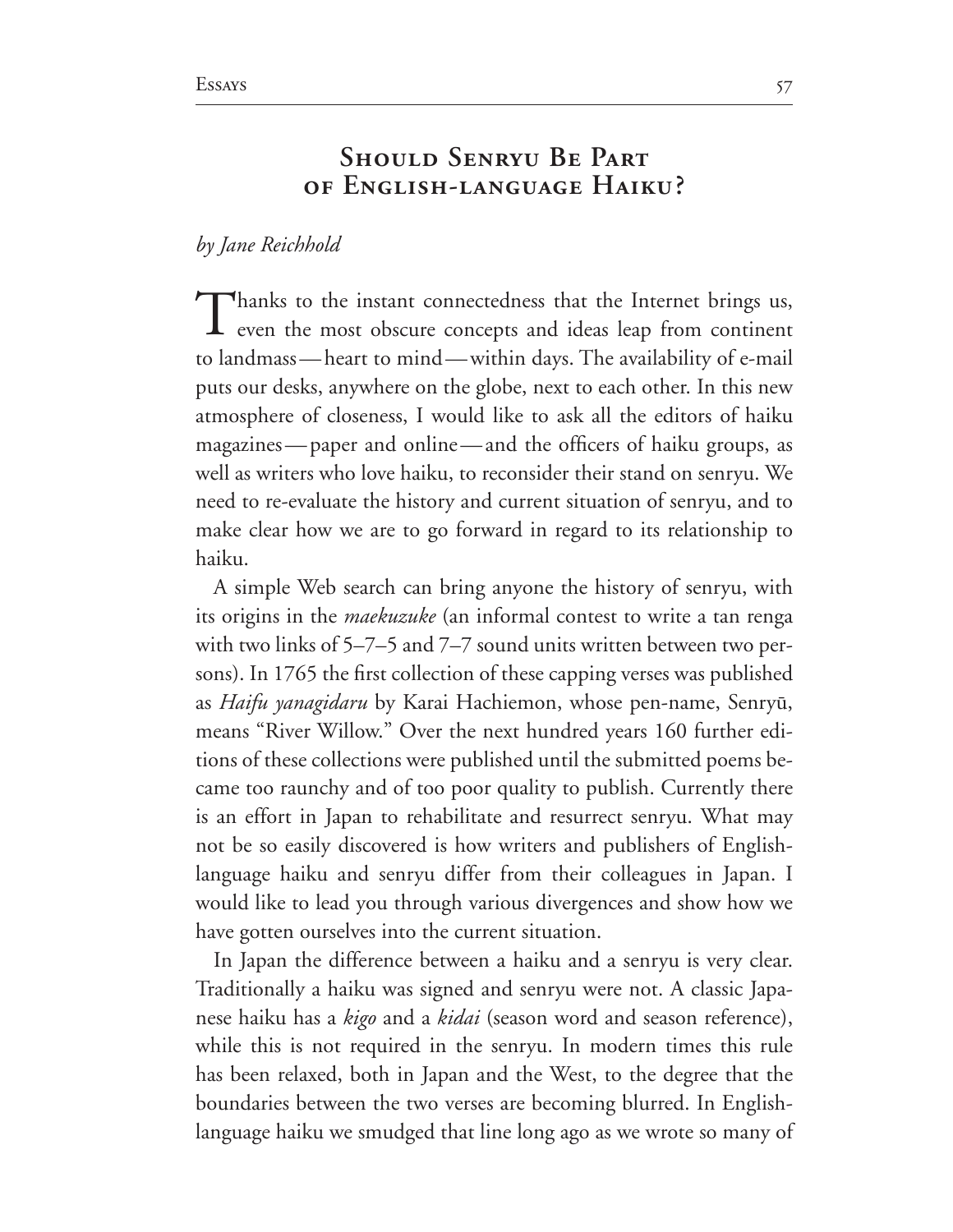# Should Senryu Be Part of English-language Haiku?

*by Jane Reichhold*

Thanks to the instant connectedness that the Internet brings us, even the most obscure concepts and ideas leap from continent to landmass—heart to mind—within days. The availability of e-mail puts our desks, anywhere on the globe, next to each other. In this new atmosphere of closeness, I would like to ask all the editors of haiku magazines—paper and online—and the officers of haiku groups, as well as writers who love haiku, to reconsider their stand on senryu. We need to re-evaluate the history and current situation of senryu, and to make clear how we are to go forward in regard to its relationship to haiku.

A simple Web search can bring anyone the history of senryu, with its origins in the *maekuzuke* (an informal contest to write a tan renga with two links of 5–7–5 and 7–7 sound units written between two persons). In 1765 the first collection of these capping verses was published as *Haifu yanagidaru* by Karai Hachiemon, whose pen-name, Senryū, means "River Willow." Over the next hundred years 160 further editions of these collections were published until the submitted poems became too raunchy and of too poor quality to publish. Currently there is an effort in Japan to rehabilitate and resurrect senryu. What may not be so easily discovered is how writers and publishers of English-language haiku and senryu differ from their colleagues in Japan. I would like to lead you through various divergences and show how we have gotten ourselves into the current situation.

In Japan the difference between a haiku and a senryu is very clear. Traditionally a haiku was signed and senryu were not. A classic Japanese haiku has a *kigo* and a *kidai* (season word and season reference), while this is not required in the senryu. In modern times this rule has been relaxed, both in Japan and the West, to the degree that the boundaries between the two verses are becoming blurred. In English-language haiku we smudged that line long ago as we wrote so many of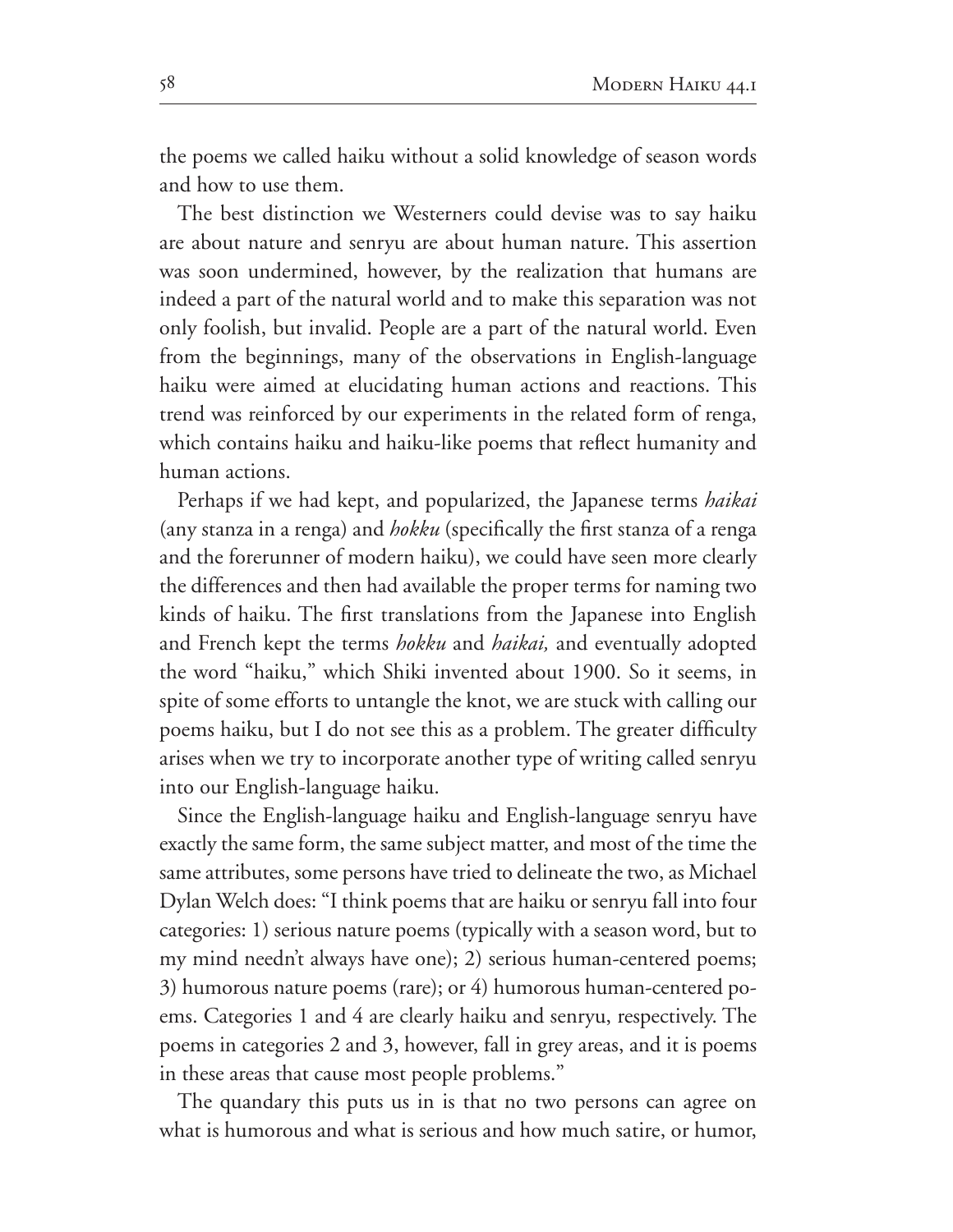the poems we called haiku without a solid knowledge of season words and how to use them.

The best distinction we Westerners could devise was to say haiku are about nature and senryu are about human nature. This assertion was soon undermined, however, by the realization that humans are indeed a part of the natural world and to make this separation was not only foolish, but invalid. People are a part of the natural world. Even from the beginnings, many of the observations in English-language haiku were aimed at elucidating human actions and reactions. This trend was reinforced by our experiments in the related form of renga, which contains haiku and haiku-like poems that reflect humanity and human actions.

Perhaps if we had kept, and popularized, the Japanese terms *haikai* (any stanza in a renga) and *hokku* (specifically the first stanza of a renga and the forerunner of modern haiku), we could have seen more clearly the differences and then had available the proper terms for naming two kinds of haiku. The first translations from the Japanese into English and French kept the terms *hokku* and *haikai,* and eventually adopted the word "haiku," which Shiki invented about 1900. So it seems, in spite of some efforts to untangle the knot, we are stuck with calling our poems haiku, but I do not see this as a problem. The greater difficulty arises when we try to incorporate another type of writing called senryu into our English-language haiku.

Since the English-language haiku and English-language senryu have exactly the same form, the same subject matter, and most of the time the same attributes, some persons have tried to delineate the two, as Michael Dylan Welch does: "I think poems that are haiku or senryu fall into four categories: 1) serious nature poems (typically with a season word, but to my mind needn't always have one); 2) serious human-centered poems; 3) humorous nature poems (rare); or 4) humorous human-centered poems. Categories 1 and 4 are clearly haiku and senryu, respectively. The poems in categories 2 and 3, however, fall in grey areas, and it is poems in these areas that cause most people problems."

The quandary this puts us in is that no two persons can agree on what is humorous and what is serious and how much satire, or humor,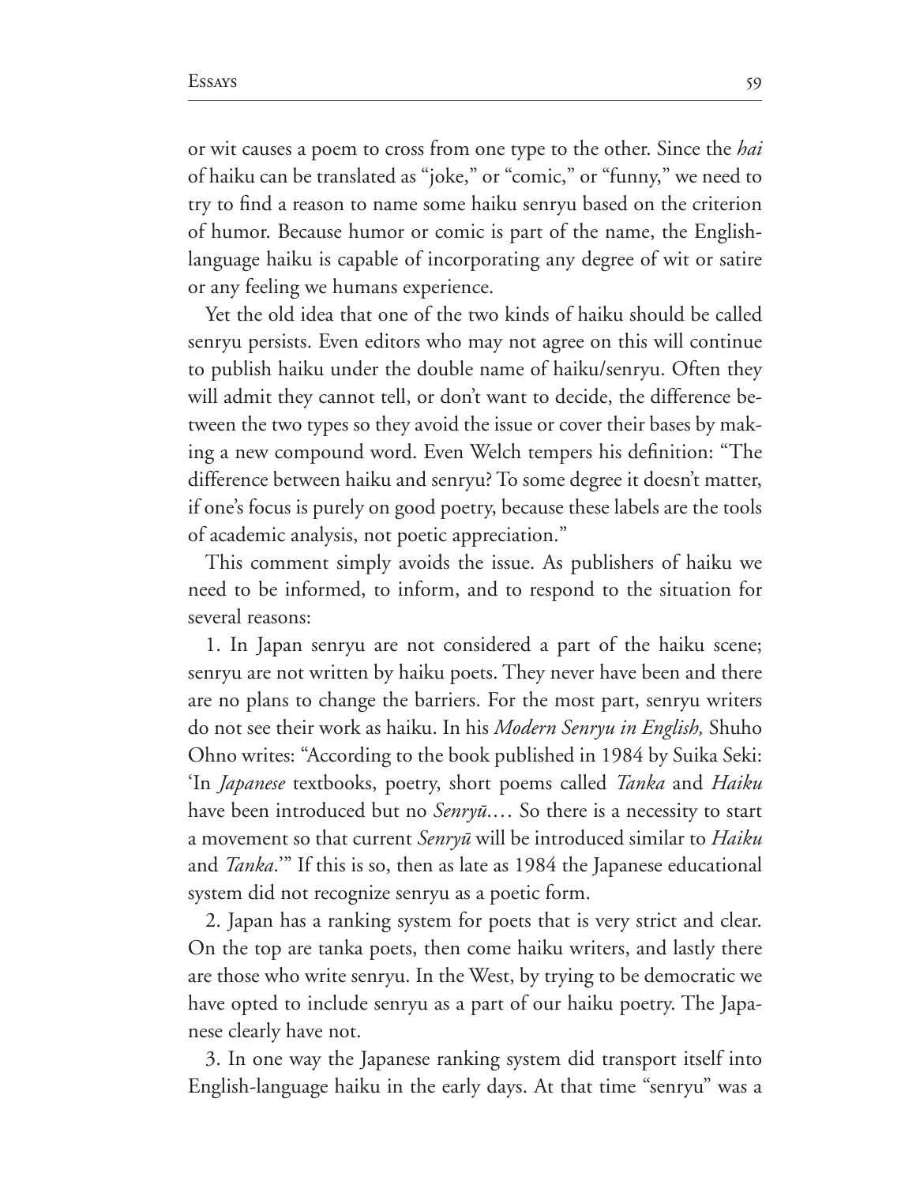or wit causes a poem to cross from one type to the other. Since the *hai* of haiku can be translated as "joke," or "comic," or "funny," we need to try to find a reason to name some haiku senryu based on the criterion of humor. Because humor or comic is part of the name, the English-language haiku is capable of incorporating any degree of wit or satire or any feeling we humans experience.

Yet the old idea that one of the two kinds of haiku should be called senryu persists. Even editors who may not agree on this will continue to publish haiku under the double name of haiku/senryu. Often they will admit they cannot tell, or don't want to decide, the difference between the two types so they avoid the issue or cover their bases by making a new compound word. Even Welch tempers his definition: "The difference between haiku and senryu? To some degree it doesn't matter, if one's focus is purely on good poetry, because these labels are the tools of academic analysis, not poetic appreciation."

This comment simply avoids the issue. As publishers of haiku we need to be informed, to inform, and to respond to the situation for several reasons:

1. In Japan senryu are not considered a part of the haiku scene; senryu are not written by haiku poets. They never have been and there are no plans to change the barriers. For the most part, senryu writers do not see their work as haiku. In his *Modern Senryu in English,* Shuho Ohno writes: "According to the book published in 1984 by Suika Seki: 'In *Japanese* textbooks, poetry, short poems called *Tanka* and *Haiku* have been introduced but no *Senryū*.… So there is a necessity to start a movement so that current *Senryū* will be introduced similar to *Haiku* and *Tanka*.'" If this is so, then as late as 1984 the Japanese educational system did not recognize senryu as a poetic form.

2. Japan has a ranking system for poets that is very strict and clear. On the top are tanka poets, then come haiku writers, and lastly there are those who write senryu. In the West, by trying to be democratic we have opted to include senryu as a part of our haiku poetry. The Japanese clearly have not.

3. In one way the Japanese ranking system did transport itself into English-language haiku in the early days. At that time "senryu" was a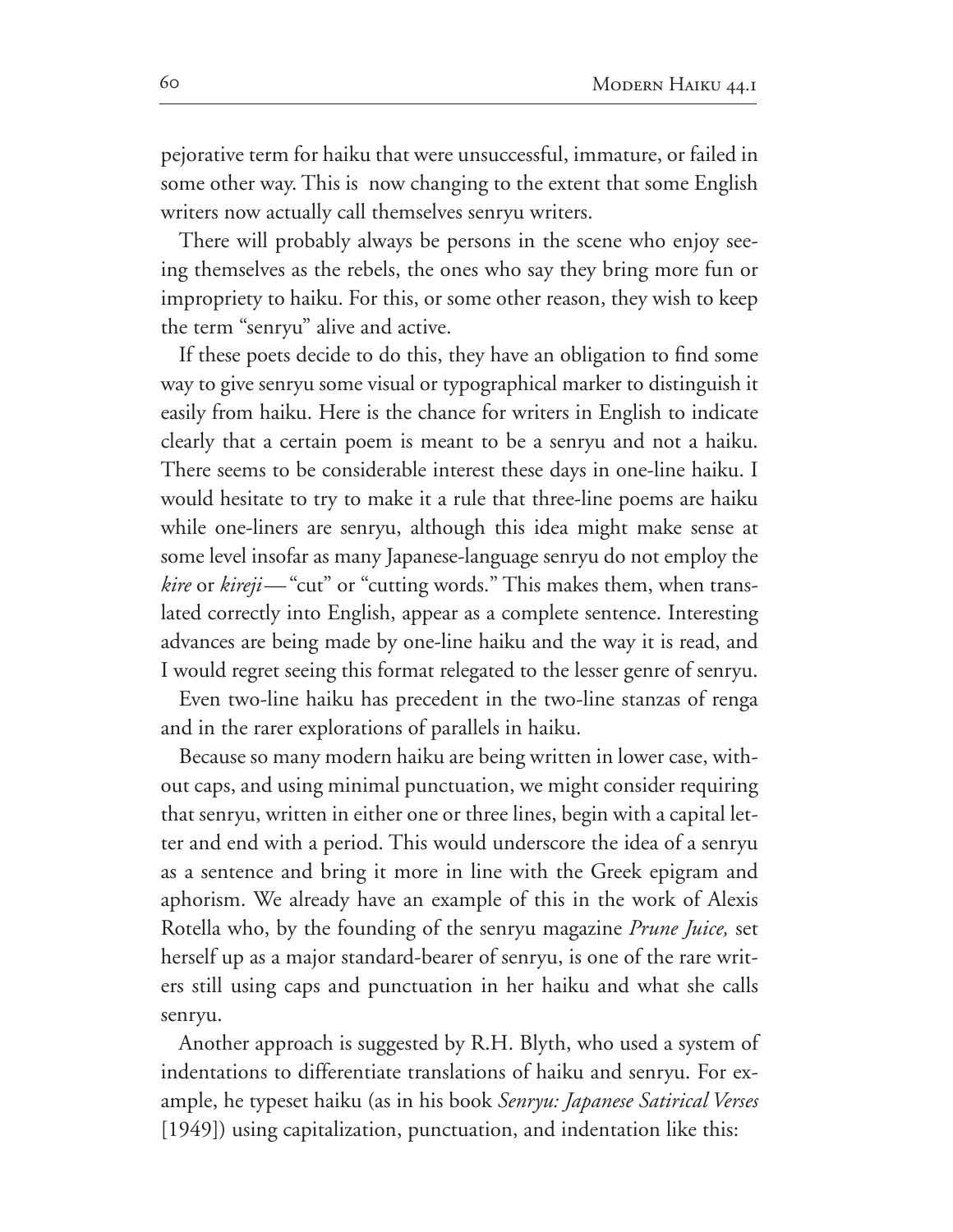pejorative term for haiku that were unsuccessful, immature, or failed in some other way. This is now changing to the extent that some English writers now actually call themselves senryu writers.

There will probably always be persons in the scene who enjoy seeing themselves as the rebels, the ones who say they bring more fun or impropriety to haiku. For this, or some other reason, they wish to keep the term "senryu" alive and active.

If these poets decide to do this, they have an obligation to find some way to give senryu some visual or typographical marker to distinguish it easily from haiku. Here is the chance for writers in English to indicate clearly that a certain poem is meant to be a senryu and not a haiku. There seems to be considerable interest these days in one-line haiku. I would hesitate to try to make it a rule that three-line poems are haiku while one-liners are senryu, although this idea might make sense at some level insofar as many Japanese-language senryu do not employ the *kire* or *kireji*—"cut" or "cutting words." This makes them, when translated correctly into English, appear as a complete sentence. Interesting advances are being made by one-line haiku and the way it is read, and I would regret seeing this format relegated to the lesser genre of senryu.

Even two-line haiku has precedent in the two-line stanzas of renga and in the rarer explorations of parallels in haiku.

Because so many modern haiku are being written in lower case, without caps, and using minimal punctuation, we might consider requiring that senryu, written in either one or three lines, begin with a capital letter and end with a period. This would underscore the idea of a senryu as a sentence and bring it more in line with the Greek epigram and aphorism. We already have an example of this in the work of Alexis Rotella who, by the founding of the senryu magazine *Prune Juice,* set herself up as a major standard-bearer of senryu, is one of the rare writers still using caps and punctuation in her haiku and what she calls senryu.

Another approach is suggested by R.H. Blyth, who used a system of indentations to differentiate translations of haiku and senryu. For example, he typeset haiku (as in his book *Senryu: Japanese Satirical Verses* [1949]) using capitalization, punctuation, and indentation like this: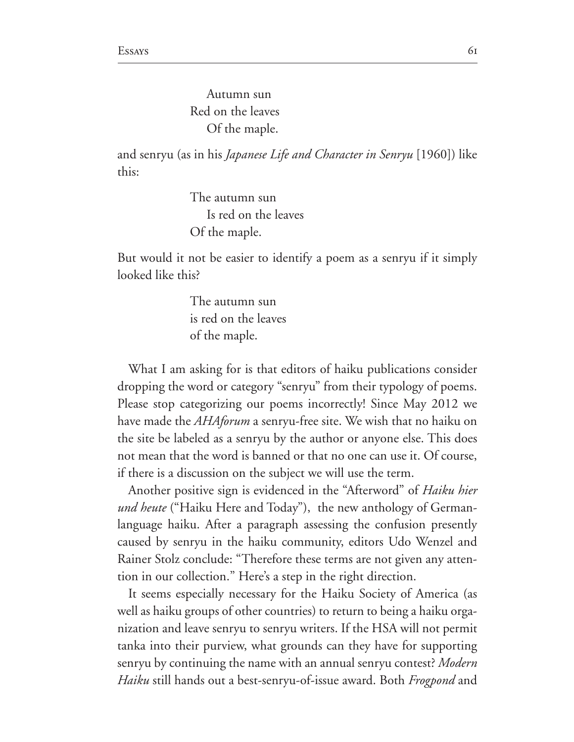Autumn sun  
Red on the leaves  
    Of the maple.

and senryu (as in his *Japanese Life and Character in Senryu* [1960]) like this:

The autumn sun  
    Is red on the leaves  
Of the maple.

But would it not be easier to identify a poem as a senryu if it simply looked like this?

The autumn sun  
is red on the leaves  
of the maple.

What I am asking for is that editors of haiku publications consider dropping the word or category "senryu" from their typology of poems. Please stop categorizing our poems incorrectly! Since May 2012 we have made the *AHAforum* a senryu-free site. We wish that no haiku on the site be labeled as a senryu by the author or anyone else. This does not mean that the word is banned or that no one can use it. Of course, if there is a discussion on the subject we will use the term.

Another positive sign is evidenced in the "Afterword" of *Haiku hier und heute* ("Haiku Here and Today"), the new anthology of German-language haiku. After a paragraph assessing the confusion presently caused by senryu in the haiku community, editors Udo Wenzel and Rainer Stolz conclude: "Therefore these terms are not given any attention in our collection." Here's a step in the right direction.

It seems especially necessary for the Haiku Society of America (as well as haiku groups of other countries) to return to being a haiku organization and leave senryu to senryu writers. If the HSA will not permit tanka into their purview, what grounds can they have for supporting senryu by continuing the name with an annual senryu contest? *Modern Haiku* still hands out a best-senryu-of-issue award. Both *Frogpond* and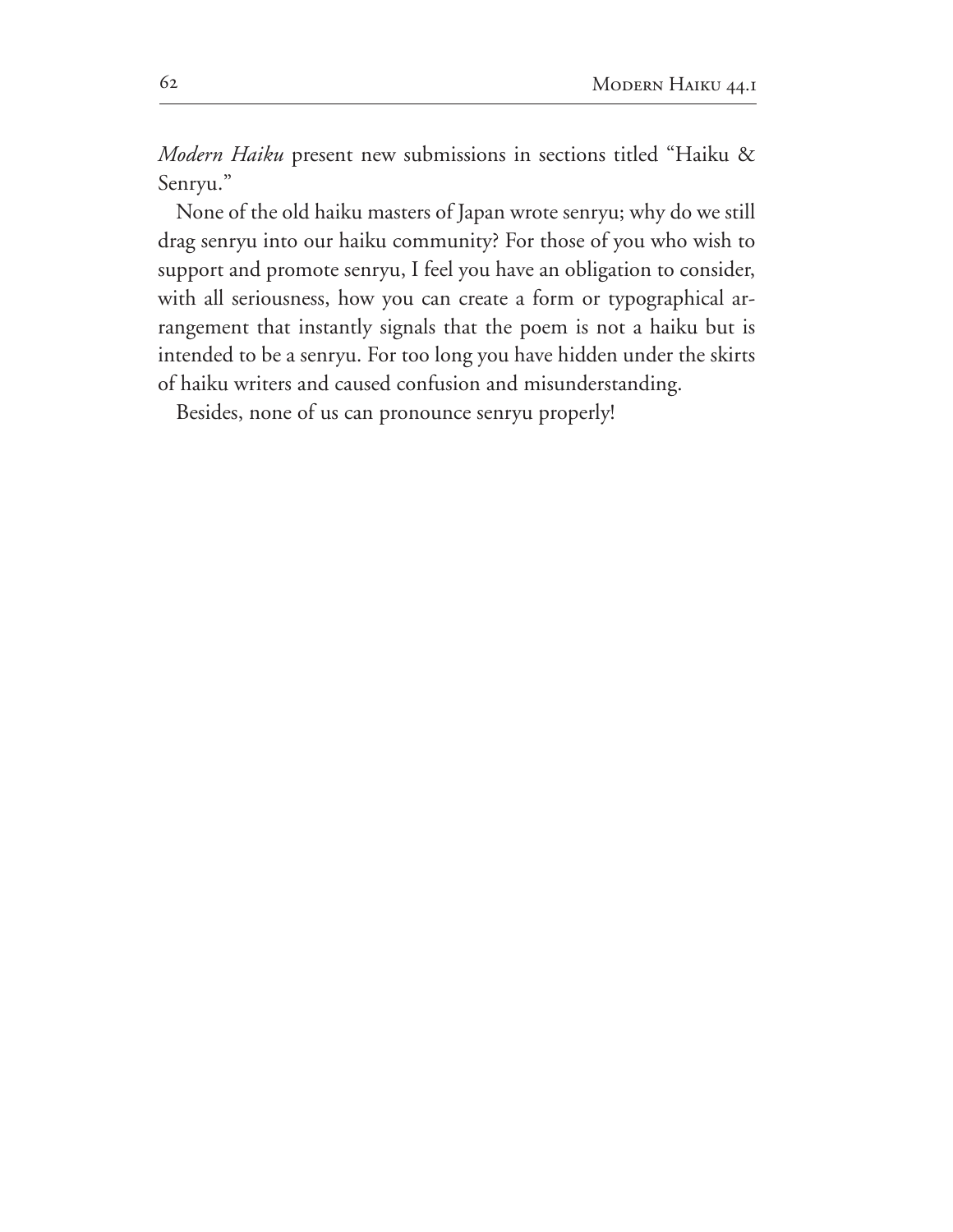*Modern Haiku* present new submissions in sections titled "Haiku & Senryu."

None of the old haiku masters of Japan wrote senryu; why do we still drag senryu into our haiku community? For those of you who wish to support and promote senryu, I feel you have an obligation to consider, with all seriousness, how you can create a form or typographical arrangement that instantly signals that the poem is not a haiku but is intended to be a senryu. For too long you have hidden under the skirts of haiku writers and caused confusion and misunderstanding.

Besides, none of us can pronounce senryu properly!